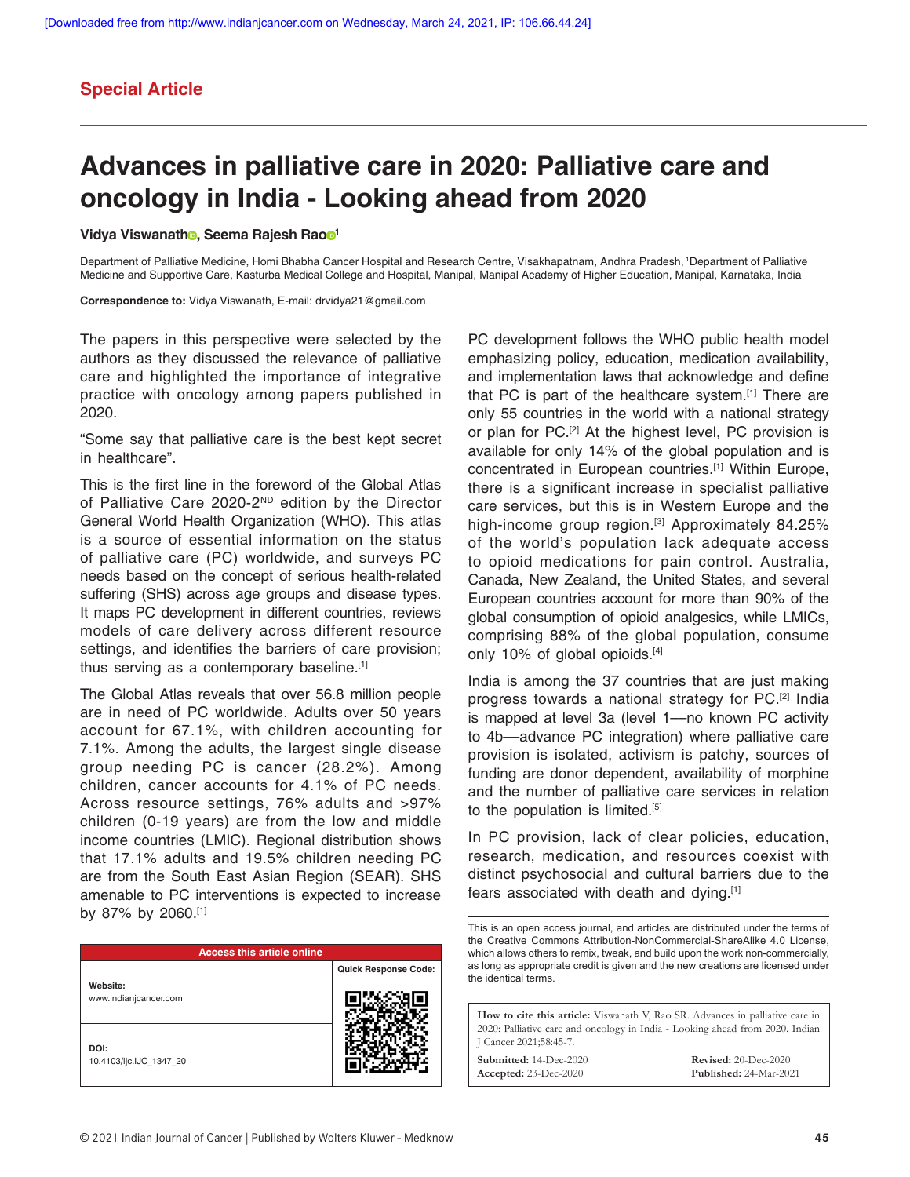Special Article

# Advances in palliative care in 2020: Palliative care and oncology in India - Looking ahead from 2020

**Vidya Viswanath, Seema Rajesh Rao[1]**

Department of Palliative Medicine, Homi Bhabha Cancer Hospital and Research Centre, Visakhapatnam, Andhra Pradesh, [1]Department of Palliative Medicine and Supportive Care, Kasturba Medical College and Hospital, Manipal, Manipal Academy of Higher Education, Manipal, Karnataka, India

**Correspondence to:** Vidya Viswanath, E-mail: drvidya21@gmail.com

The papers in this perspective were selected by the authors as they discussed the relevance of palliative care and highlighted the importance of integrative practice with oncology among papers published in 2020.

"Some say that palliative care is the best kept secret in healthcare".

This is the first line in the foreword of the Global Atlas of Palliative Care 2020-2ND edition by the Director General World Health Organization (WHO). This atlas is a source of essential information on the status of palliative care (PC) worldwide, and surveys PC needs based on the concept of serious health-related suffering (SHS) across age groups and disease types. It maps PC development in different countries, reviews models of care delivery across different resource settings, and identifies the barriers of care provision; thus serving as a contemporary baseline.[1]

The Global Atlas reveals that over 56.8 million people are in need of PC worldwide. Adults over 50 years account for 67.1%, with children accounting for 7.1%. Among the adults, the largest single disease group needing PC is cancer (28.2%). Among children, cancer accounts for 4.1% of PC needs. Across resource settings, 76% adults and >97% children (0-19 years) are from the low and middle income countries (LMIC). Regional distribution shows that 17.1% adults and 19.5% children needing PC are from the South East Asian Region (SEAR). SHS amenable to PC interventions is expected to increase by 87% by 2060.[1]

PC development follows the WHO public health model emphasizing policy, education, medication availability, and implementation laws that acknowledge and define that PC is part of the healthcare system.[1] There are only 55 countries in the world with a national strategy or plan for PC.[2] At the highest level, PC provision is available for only 14% of the global population and is concentrated in European countries.[1] Within Europe, there is a significant increase in specialist palliative care services, but this is in Western Europe and the high-income group region.[3] Approximately 84.25% of the world's population lack adequate access to opioid medications for pain control. Australia, Canada, New Zealand, the United States, and several European countries account for more than 90% of the global consumption of opioid analgesics, while LMICs, comprising 88% of the global population, consume only 10% of global opioids.[4]

India is among the 37 countries that are just making progress towards a national strategy for PC.[2] India is mapped at level 3a (level 1—no known PC activity to 4b—advance PC integration) where palliative care provision is isolated, activism is patchy, sources of funding are donor dependent, availability of morphine and the number of palliative care services in relation to the population is limited.[5]

In PC provision, lack of clear policies, education, research, medication, and resources coexist with distinct psychosocial and cultural barriers due to the fears associated with death and dying.[1]

| Access this article online | |
|---|---|
| **Website:** www.indianjcancer.com | **Quick Response Code:** |
| **DOI:** 10.4103/ijc.IJC_1347_20 | |

This is an open access journal, and articles are distributed under the terms of the Creative Commons Attribution-NonCommercial-ShareAlike 4.0 License, which allows others to remix, tweak, and build upon the work non-commercially, as long as appropriate credit is given and the new creations are licensed under the identical terms.

**How to cite this article:** Viswanath V, Rao SR. Advances in palliative care in 2020: Palliative care and oncology in India - Looking ahead from 2020. Indian J Cancer 2021;58:45-7.

**Submitted:** 14-Dec-2020 **Revised:** 20-Dec-2020
**Accepted:** 23-Dec-2020 **Published:** 24-Mar-2021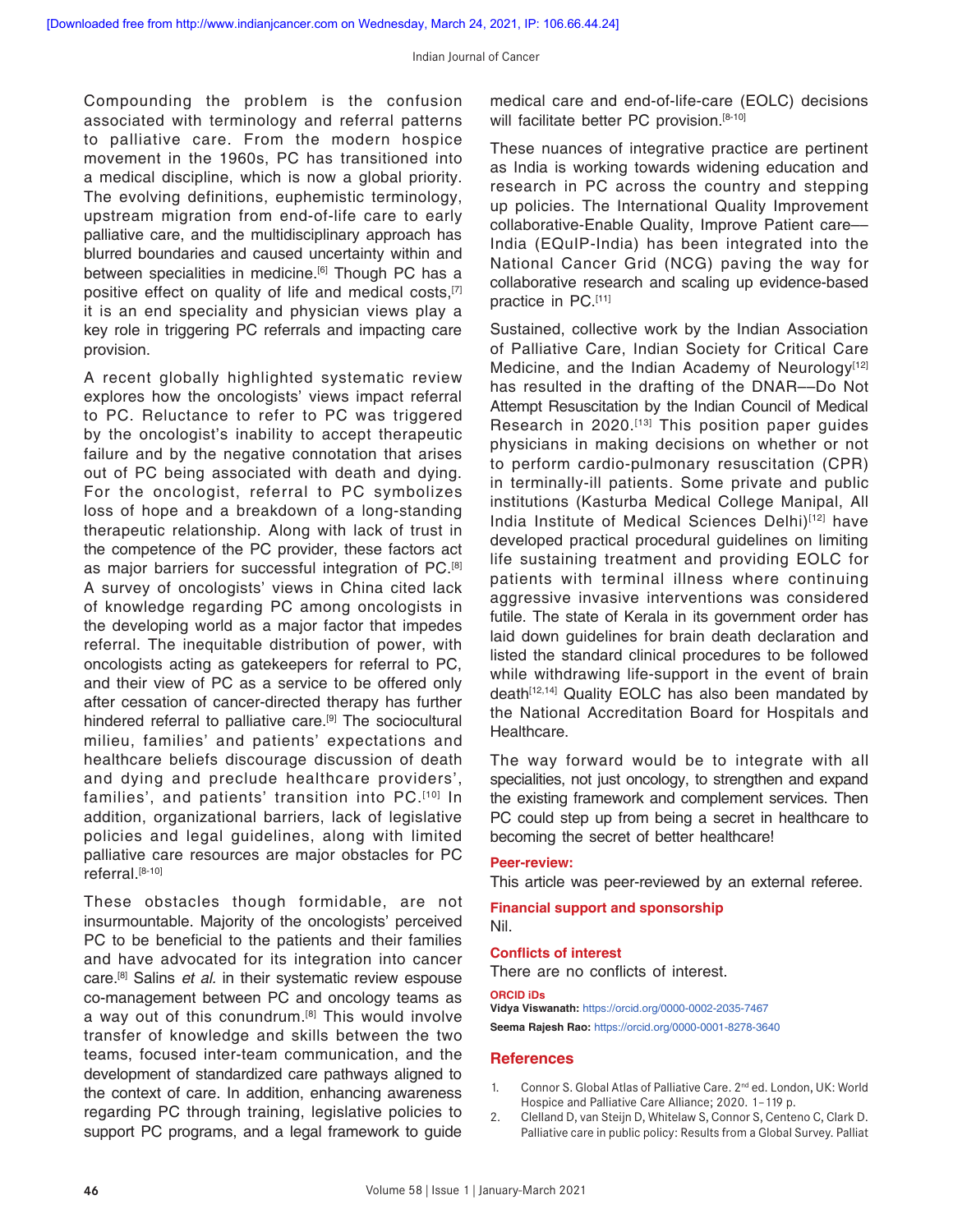Compounding the problem is the confusion associated with terminology and referral patterns to palliative care. From the modern hospice movement in the 1960s, PC has transitioned into a medical discipline, which is now a global priority. The evolving definitions, euphemistic terminology, upstream migration from end-of-life care to early palliative care, and the multidisciplinary approach has blurred boundaries and caused uncertainty within and between specialities in medicine.[6] Though PC has a positive effect on quality of life and medical costs,[7] it is an end speciality and physician views play a key role in triggering PC referrals and impacting care provision.

A recent globally highlighted systematic review explores how the oncologists' views impact referral to PC. Reluctance to refer to PC was triggered by the oncologist's inability to accept therapeutic failure and by the negative connotation that arises out of PC being associated with death and dying. For the oncologist, referral to PC symbolizes loss of hope and a breakdown of a long-standing therapeutic relationship. Along with lack of trust in the competence of the PC provider, these factors act as major barriers for successful integration of PC.[8] A survey of oncologists' views in China cited lack of knowledge regarding PC among oncologists in the developing world as a major factor that impedes referral. The inequitable distribution of power, with oncologists acting as gatekeepers for referral to PC, and their view of PC as a service to be offered only after cessation of cancer-directed therapy has further hindered referral to palliative care.[9] The sociocultural milieu, families' and patients' expectations and healthcare beliefs discourage discussion of death and dying and preclude healthcare providers', families', and patients' transition into PC.[10] In addition, organizational barriers, lack of legislative policies and legal guidelines, along with limited palliative care resources are major obstacles for PC referral.[8-10]

These obstacles though formidable, are not insurmountable. Majority of the oncologists' perceived PC to be beneficial to the patients and their families and have advocated for its integration into cancer care.[8] Salins *et al.* in their systematic review espouse co-management between PC and oncology teams as a way out of this conundrum.[8] This would involve transfer of knowledge and skills between the two teams, focused inter-team communication, and the development of standardized care pathways aligned to the context of care. In addition, enhancing awareness regarding PC through training, legislative policies to support PC programs, and a legal framework to guide medical care and end-of-life-care (EOLC) decisions will facilitate better PC provision.[8-10]

These nuances of integrative practice are pertinent as India is working towards widening education and research in PC across the country and stepping up policies. The International Quality Improvement collaborative-Enable Quality, Improve Patient care—India (EQuIP-India) has been integrated into the National Cancer Grid (NCG) paving the way for collaborative research and scaling up evidence-based practice in PC.[11]

Sustained, collective work by the Indian Association of Palliative Care, Indian Society for Critical Care Medicine, and the Indian Academy of Neurology[12] has resulted in the drafting of the DNAR––Do Not Attempt Resuscitation by the Indian Council of Medical Research in 2020.[13] This position paper guides physicians in making decisions on whether or not to perform cardio-pulmonary resuscitation (CPR) in terminally-ill patients. Some private and public institutions (Kasturba Medical College Manipal, All India Institute of Medical Sciences Delhi)[12] have developed practical procedural guidelines on limiting life sustaining treatment and providing EOLC for patients with terminal illness where continuing aggressive invasive interventions was considered futile. The state of Kerala in its government order has laid down guidelines for brain death declaration and listed the standard clinical procedures to be followed while withdrawing life-support in the event of brain death[12,14] Quality EOLC has also been mandated by the National Accreditation Board for Hospitals and Healthcare.

The way forward would be to integrate with all specialities, not just oncology, to strengthen and expand the existing framework and complement services. Then PC could step up from being a secret in healthcare to becoming the secret of better healthcare!

**Peer-review:**

This article was peer-reviewed by an external referee.

**Financial support and sponsorship**

Nil.

**Conflicts of interest**

There are no conflicts of interest.

**ORCID iDs**

**Vidya Viswanath:** https://orcid.org/0000-0002-2035-7467

**Seema Rajesh Rao:** https://orcid.org/0000-0001-8278-3640

## References

1. Connor S. Global Atlas of Palliative Care. 2nd ed. London, UK: World Hospice and Palliative Care Alliance; 2020. 1–119 p.
2. Clelland D, van Steijn D, Whitelaw S, Connor S, Centeno C, Clark D. Palliative care in public policy: Results from a Global Survey. Palliat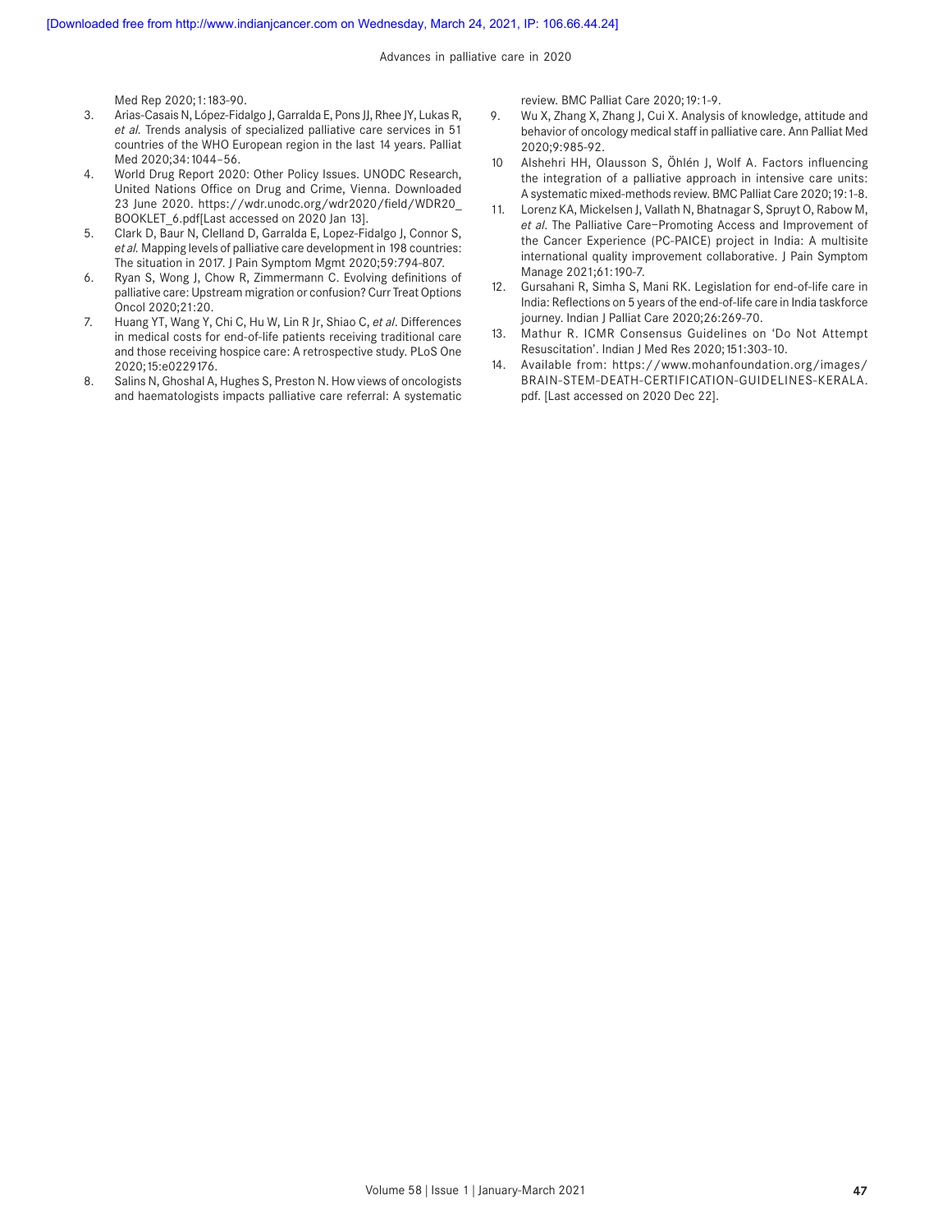Med Rep 2020;1:183-90.

3. Arias-Casais N, López-Fidalgo J, Garralda E, Pons JJ, Rhee JY, Lukas R, *et al.* Trends analysis of specialized palliative care services in 51 countries of the WHO European region in the last 14 years. Palliat Med 2020;34:1044–56.
4. World Drug Report 2020: Other Policy Issues. UNODC Research, United Nations Office on Drug and Crime, Vienna. Downloaded 23 June 2020. https://wdr.unodc.org/wdr2020/field/WDR20_BOOKLET_6.pdf[Last accessed on 2020 Jan 13].
5. Clark D, Baur N, Clelland D, Garralda E, Lopez-Fidalgo J, Connor S, *et al.* Mapping levels of palliative care development in 198 countries: The situation in 2017. J Pain Symptom Mgmt 2020;59:794-807.
6. Ryan S, Wong J, Chow R, Zimmermann C. Evolving definitions of palliative care: Upstream migration or confusion? Curr Treat Options Oncol 2020;21:20.
7. Huang YT, Wang Y, Chi C, Hu W, Lin R Jr, Shiao C, *et al*. Differences in medical costs for end-of-life patients receiving traditional care and those receiving hospice care: A retrospective study. PLoS One 2020;15:e0229176.
8. Salins N, Ghoshal A, Hughes S, Preston N. How views of oncologists and haematologists impacts palliative care referral: A systematic review. BMC Palliat Care 2020;19:1-9.
9. Wu X, Zhang X, Zhang J, Cui X. Analysis of knowledge, attitude and behavior of oncology medical staff in palliative care. Ann Palliat Med 2020;9:985-92.
10. Alshehri HH, Olausson S, Öhlén J, Wolf A. Factors influencing the integration of a palliative approach in intensive care units: A systematic mixed-methods review. BMC Palliat Care 2020;19:1-8.
11. Lorenz KA, Mickelsen J, Vallath N, Bhatnagar S, Spruyt O, Rabow M, *et al*. The Palliative Care–Promoting Access and Improvement of the Cancer Experience (PC-PAICE) project in India: A multisite international quality improvement collaborative. J Pain Symptom Manage 2021;61:190-7.
12. Gursahani R, Simha S, Mani RK. Legislation for end-of-life care in India: Reflections on 5 years of the end-of-life care in India taskforce journey. Indian J Palliat Care 2020;26:269-70.
13. Mathur R. ICMR Consensus Guidelines on 'Do Not Attempt Resuscitation'. Indian J Med Res 2020;151:303-10.
14. Available from: https://www.mohanfoundation.org/images/BRAIN-STEM-DEATH-CERTIFICATION-GUIDELINES-KERALA.pdf. [Last accessed on 2020 Dec 22].